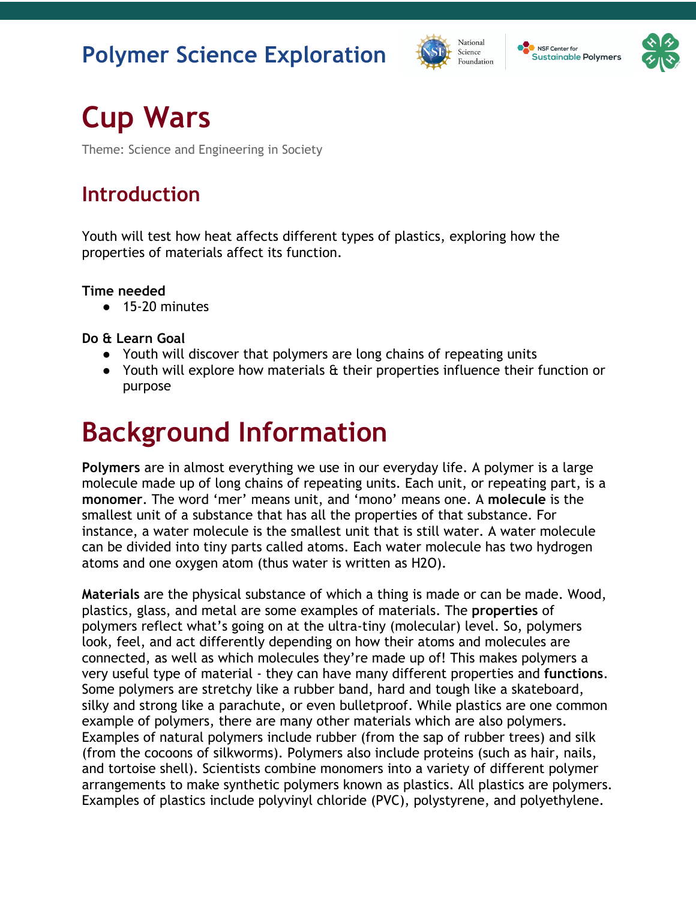# Polymer Science Exploration

# Cup Wars

Theme: Science and Engineering in Society

## Introduction

Youth will test how heat affects different types of plastics, exploring how the properties of materials affect its function.

**Time needed**

- 15-20 minutes

**Do & Learn Goal**

- Youth will discover that polymers are long chains of repeating units
- Youth will explore how materials & their properties influence their function or purpose

# Background Information

**Polymers** are in almost everything we use in our everyday life. A polymer is a large molecule made up of long chains of repeating units. Each unit, or repeating part, is a **monomer**. The word 'mer' means unit, and 'mono' means one. A **molecule** is the smallest unit of a substance that has all the properties of that substance. For instance, a water molecule is the smallest unit that is still water. A water molecule can be divided into tiny parts called atoms. Each water molecule has two hydrogen atoms and one oxygen atom (thus water is written as $H_2O$).

**Materials** are the physical substance of which a thing is made or can be made. Wood, plastics, glass, and metal are some examples of materials. The **properties** of polymers reflect what's going on at the ultra-tiny (molecular) level. So, polymers look, feel, and act differently depending on how their atoms and molecules are connected, as well as which molecules they're made up of! This makes polymers a very useful type of material - they can have many different properties and **functions**. Some polymers are stretchy like a rubber band, hard and tough like a skateboard, silky and strong like a parachute, or even bulletproof. While plastics are one common example of polymers, there are many other materials which are also polymers. Examples of natural polymers include rubber (from the sap of rubber trees) and silk (from the cocoons of silkworms). Polymers also include proteins (such as hair, nails, and tortoise shell). Scientists combine monomers into a variety of different polymer arrangements to make synthetic polymers known as plastics. All plastics are polymers. Examples of plastics include polyvinyl chloride (PVC), polystyrene, and polyethylene.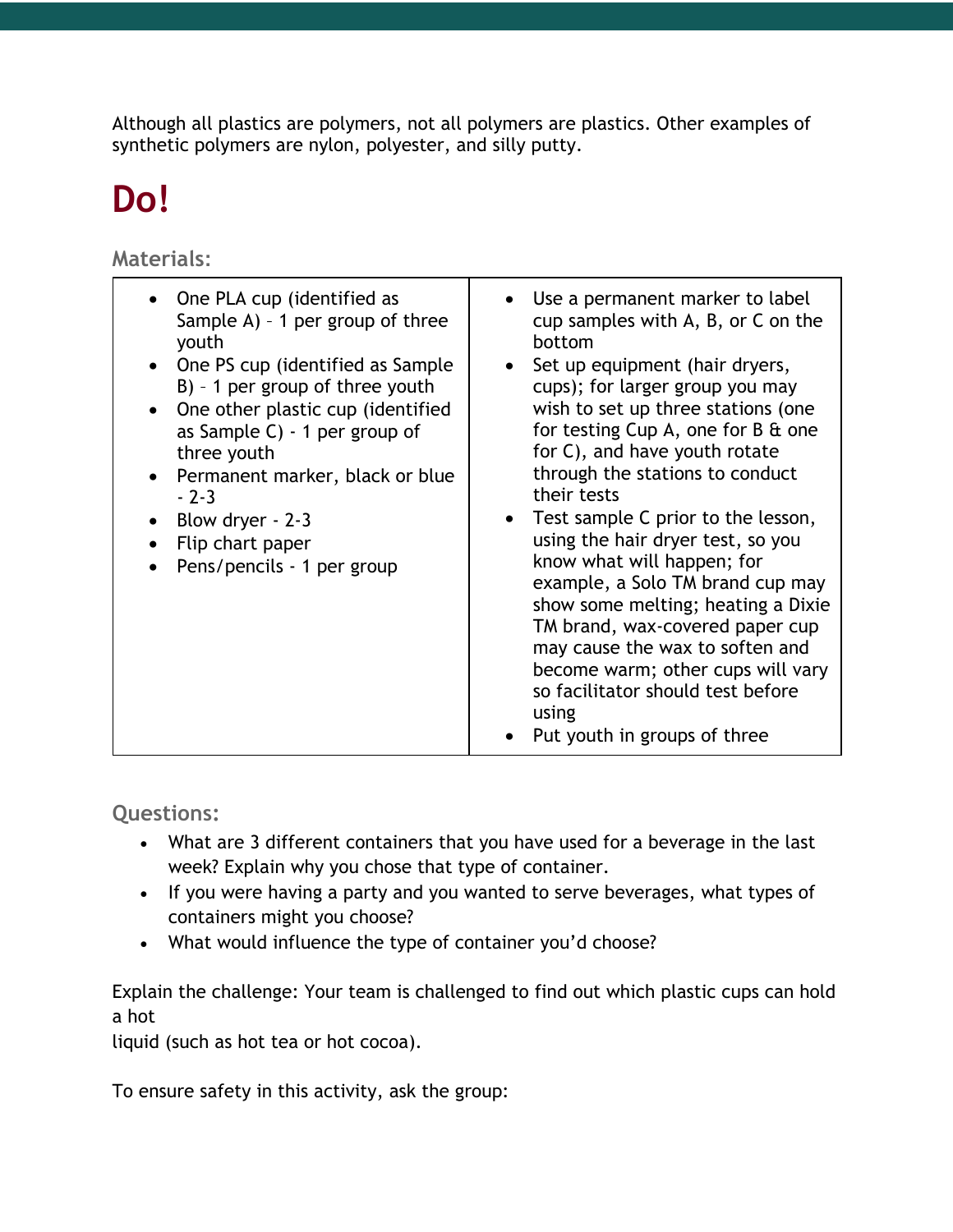Although all plastics are polymers, not all polymers are plastics. Other examples of synthetic polymers are nylon, polyester, and silly putty.

# Do!

### Materials:

| | |
|---|---|
| • One PLA cup (identified as Sample A) – 1 per group of three youth<br>• One PS cup (identified as Sample B) – 1 per group of three youth<br>• One other plastic cup (identified as Sample C) - 1 per group of three youth<br>• Permanent marker, black or blue - 2-3<br>• Blow dryer - 2-3<br>• Flip chart paper<br>• Pens/pencils - 1 per group | • Use a permanent marker to label cup samples with A, B, or C on the bottom<br>• Set up equipment (hair dryers, cups); for larger group you may wish to set up three stations (one for testing Cup A, one for B & one for C), and have youth rotate through the stations to conduct their tests<br>• Test sample C prior to the lesson, using the hair dryer test, so you know what will happen; for example, a Solo TM brand cup may show some melting; heating a Dixie TM brand, wax-covered paper cup may cause the wax to soften and become warm; other cups will vary so facilitator should test before using<br>• Put youth in groups of three |

### Questions:

- What are 3 different containers that you have used for a beverage in the last week? Explain why you chose that type of container.
- If you were having a party and you wanted to serve beverages, what types of containers might you choose?
- What would influence the type of container you'd choose?

Explain the challenge: Your team is challenged to find out which plastic cups can hold a hot liquid (such as hot tea or hot cocoa).

To ensure safety in this activity, ask the group: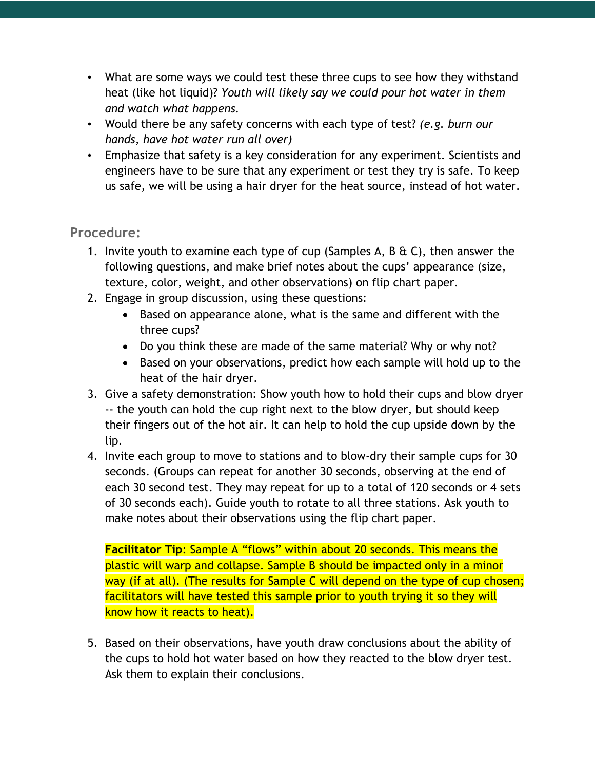- What are some ways we could test these three cups to see how they withstand heat (like hot liquid)? *Youth will likely say we could pour hot water in them and watch what happens.*
- Would there be any safety concerns with each type of test? *(e.g. burn our hands, have hot water run all over)*
- Emphasize that safety is a key consideration for any experiment. Scientists and engineers have to be sure that any experiment or test they try is safe. To keep us safe, we will be using a hair dryer for the heat source, instead of hot water.

### Procedure:

1. Invite youth to examine each type of cup (Samples A, B & C), then answer the following questions, and make brief notes about the cups' appearance (size, texture, color, weight, and other observations) on flip chart paper.
2. Engage in group discussion, using these questions:
   - Based on appearance alone, what is the same and different with the three cups?
   - Do you think these are made of the same material? Why or why not?
   - Based on your observations, predict how each sample will hold up to the heat of the hair dryer.
3. Give a safety demonstration: Show youth how to hold their cups and blow dryer -- the youth can hold the cup right next to the blow dryer, but should keep their fingers out of the hot air. It can help to hold the cup upside down by the lip.
4. Invite each group to move to stations and to blow-dry their sample cups for 30 seconds. (Groups can repeat for another 30 seconds, observing at the end of each 30 second test. They may repeat for up to a total of 120 seconds or 4 sets of 30 seconds each). Guide youth to rotate to all three stations. Ask youth to make notes about their observations using the flip chart paper.

   **Facilitator Tip**: Sample A "flows" within about 20 seconds. This means the plastic will warp and collapse. Sample B should be impacted only in a minor way (if at all). (The results for Sample C will depend on the type of cup chosen; facilitators will have tested this sample prior to youth trying it so they will know how it reacts to heat).

5. Based on their observations, have youth draw conclusions about the ability of the cups to hold hot water based on how they reacted to the blow dryer test. Ask them to explain their conclusions.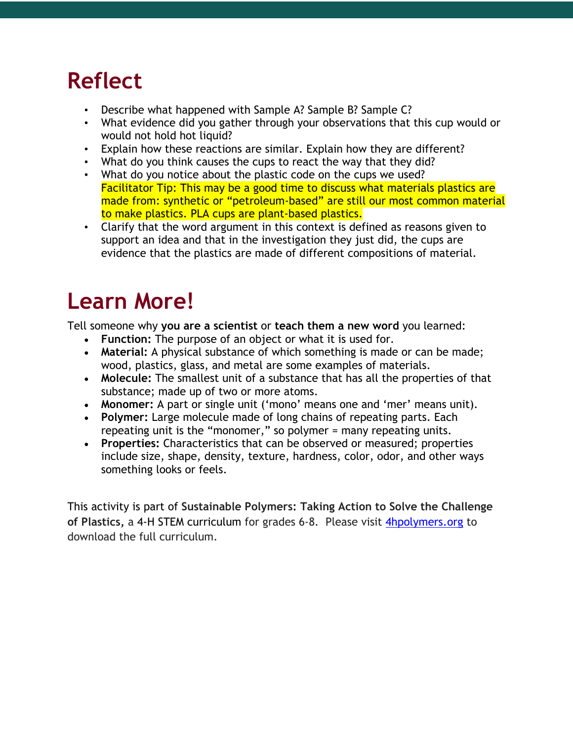# Reflect

- Describe what happened with Sample A? Sample B? Sample C?
- What evidence did you gather through your observations that this cup would or would not hold hot liquid?
- Explain how these reactions are similar. Explain how they are different?
- What do you think causes the cups to react the way that they did?
- What do you notice about the plastic code on the cups we used?
  Facilitator Tip: This may be a good time to discuss what materials plastics are made from: synthetic or "petroleum-based" are still our most common material to make plastics. PLA cups are plant-based plastics.
- Clarify that the word argument in this context is defined as reasons given to support an idea and that in the investigation they just did, the cups are evidence that the plastics are made of different compositions of material.

# Learn More!

Tell someone why **you are a scientist** or **teach them a new word** you learned:

- **Function:** The purpose of an object or what it is used for.
- **Material:** A physical substance of which something is made or can be made; wood, plastics, glass, and metal are some examples of materials.
- **Molecule:** The smallest unit of a substance that has all the properties of that substance; made up of two or more atoms.
- **Monomer:** A part or single unit ('mono' means one and 'mer' means unit).
- **Polymer:** Large molecule made of long chains of repeating parts. Each repeating unit is the "monomer," so polymer = many repeating units.
- **Properties:** Characteristics that can be observed or measured; properties include size, shape, density, texture, hardness, color, odor, and other ways something looks or feels.

This activity is part of **Sustainable Polymers: Taking Action to Solve the Challenge of Plastics**, a 4-H STEM curriculum for grades 6-8. Please visit [4hpolymers.org](https://4hpolymers.org) to download the full curriculum.